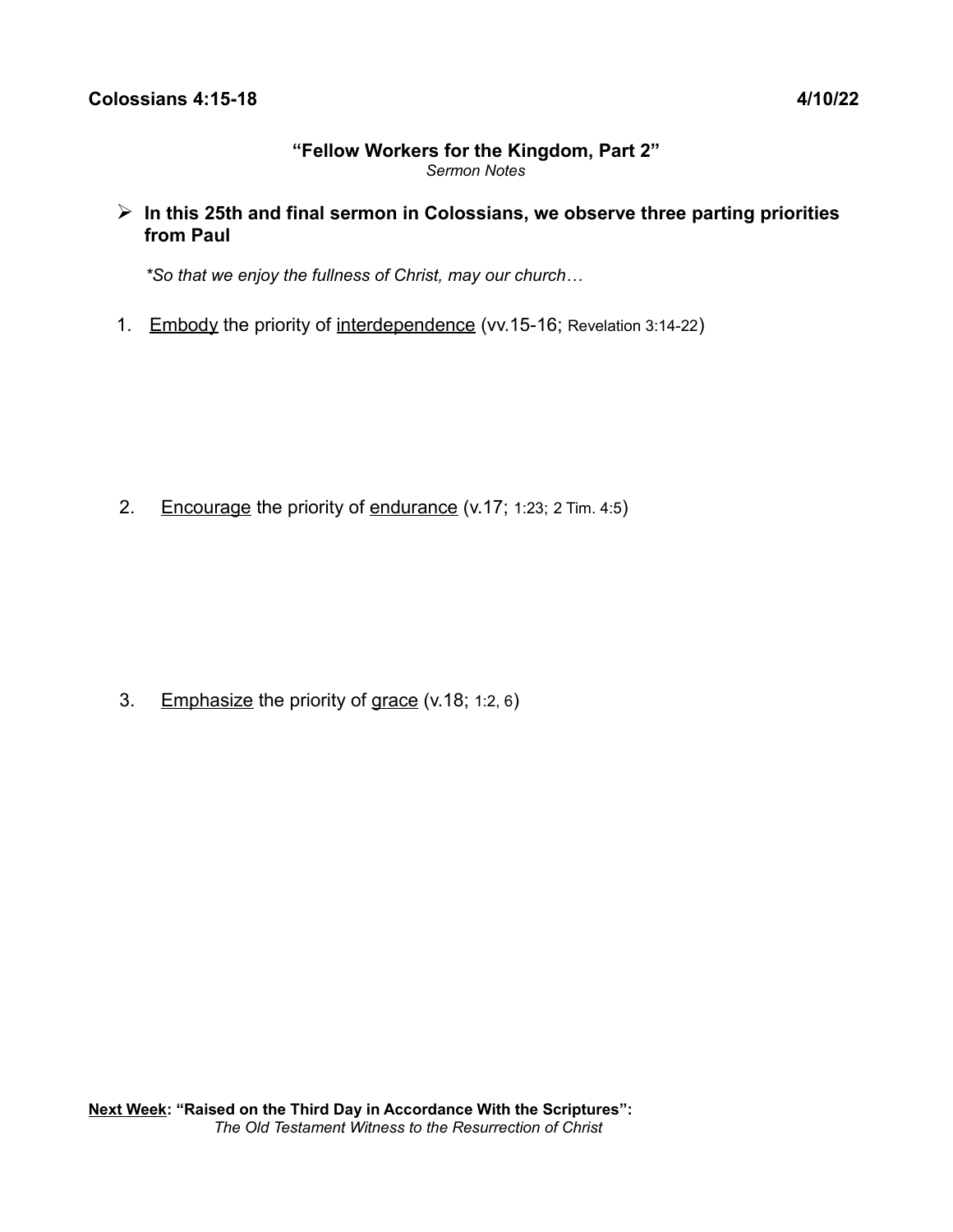**Colossians 4:15-18** **4/10/22**

## "Fellow Workers for the Kingdom, Part 2"

*Sermon Notes*

- **In this 25th and final sermon in Colossians, we observe three parting priorities from Paul**

*\*So that we enjoy the fullness of Christ, may our church…*

1. <u>Embody</u> the priority of <u>interdependence</u> (vv.15-16; Revelation 3:14-22)

2. <u>Encourage</u> the priority of <u>endurance</u> (v.17; 1:23; 2 Tim. 4:5)

3. <u>Emphasize</u> the priority of <u>grace</u> (v.18; 1:2, 6)

**<u>Next Week</u>: "Raised on the Third Day in Accordance With the Scriptures":**
*The Old Testament Witness to the Resurrection of Christ*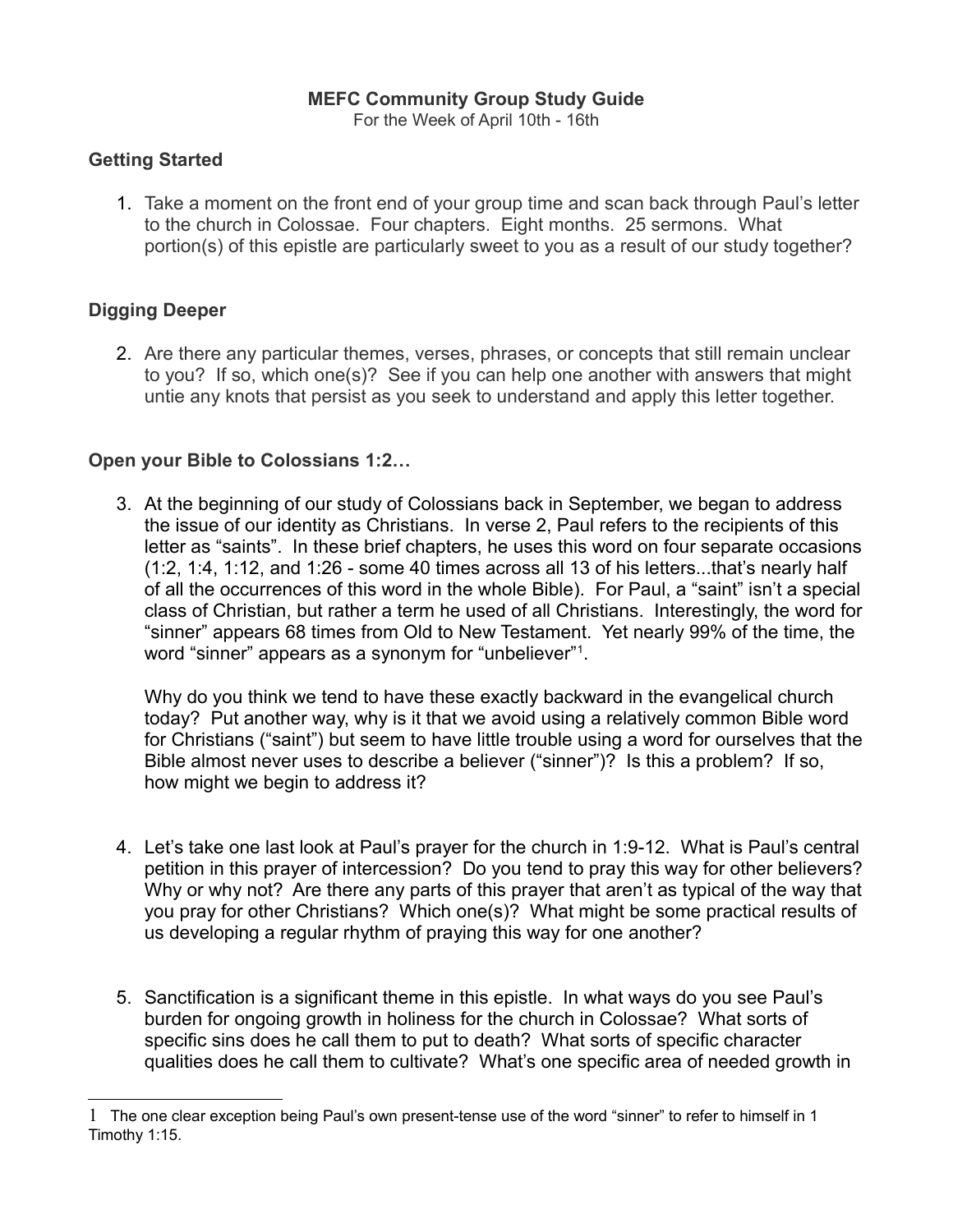**MEFC Community Group Study Guide**

For the Week of April 10th - 16th

### Getting Started

1. Take a moment on the front end of your group time and scan back through Paul's letter to the church in Colossae. Four chapters. Eight months. 25 sermons. What portion(s) of this epistle are particularly sweet to you as a result of our study together?

### Digging Deeper

2. Are there any particular themes, verses, phrases, or concepts that still remain unclear to you? If so, which one(s)? See if you can help one another with answers that might untie any knots that persist as you seek to understand and apply this letter together.

### Open your Bible to Colossians 1:2…

3. At the beginning of our study of Colossians back in September, we began to address the issue of our identity as Christians. In verse 2, Paul refers to the recipients of this letter as "saints". In these brief chapters, he uses this word on four separate occasions (1:2, 1:4, 1:12, and 1:26 - some 40 times across all 13 of his letters...that's nearly half of all the occurrences of this word in the whole Bible). For Paul, a "saint" isn't a special class of Christian, but rather a term he used of all Christians. Interestingly, the word for "sinner" appears 68 times from Old to New Testament. Yet nearly 99% of the time, the word "sinner" appears as a synonym for "unbeliever"[1].

   Why do you think we tend to have these exactly backward in the evangelical church today? Put another way, why is it that we avoid using a relatively common Bible word for Christians ("saint") but seem to have little trouble using a word for ourselves that the Bible almost never uses to describe a believer ("sinner")? Is this a problem? If so, how might we begin to address it?

4. Let's take one last look at Paul's prayer for the church in 1:9-12. What is Paul's central petition in this prayer of intercession? Do you tend to pray this way for other believers? Why or why not? Are there any parts of this prayer that aren't as typical of the way that you pray for other Christians? Which one(s)? What might be some practical results of us developing a regular rhythm of praying this way for one another?

5. Sanctification is a significant theme in this epistle. In what ways do you see Paul's burden for ongoing growth in holiness for the church in Colossae? What sorts of specific sins does he call them to put to death? What sorts of specific character qualities does he call them to cultivate? What's one specific area of needed growth in

---

[1] The one clear exception being Paul's own present-tense use of the word "sinner" to refer to himself in 1 Timothy 1:15.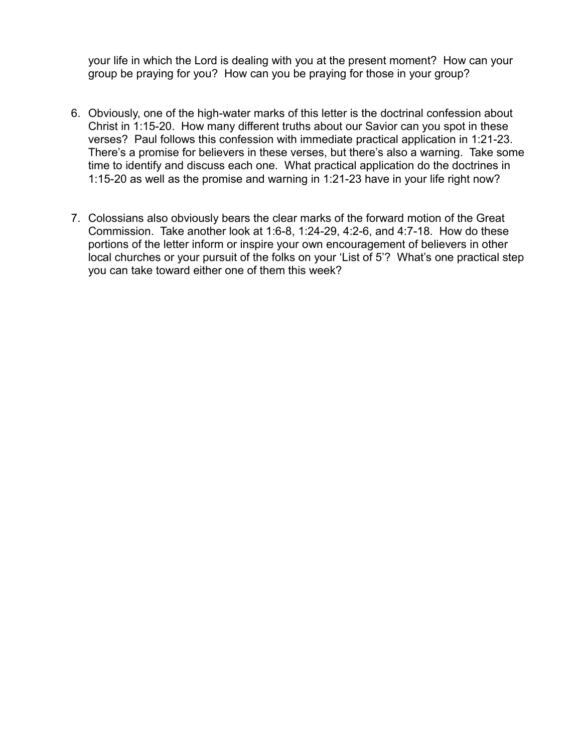your life in which the Lord is dealing with you at the present moment? How can your group be praying for you? How can you be praying for those in your group?

6. Obviously, one of the high-water marks of this letter is the doctrinal confession about Christ in 1:15-20. How many different truths about our Savior can you spot in these verses? Paul follows this confession with immediate practical application in 1:21-23. There's a promise for believers in these verses, but there's also a warning. Take some time to identify and discuss each one. What practical application do the doctrines in 1:15-20 as well as the promise and warning in 1:21-23 have in your life right now?

7. Colossians also obviously bears the clear marks of the forward motion of the Great Commission. Take another look at 1:6-8, 1:24-29, 4:2-6, and 4:7-18. How do these portions of the letter inform or inspire your own encouragement of believers in other local churches or your pursuit of the folks on your 'List of 5'? What's one practical step you can take toward either one of them this week?